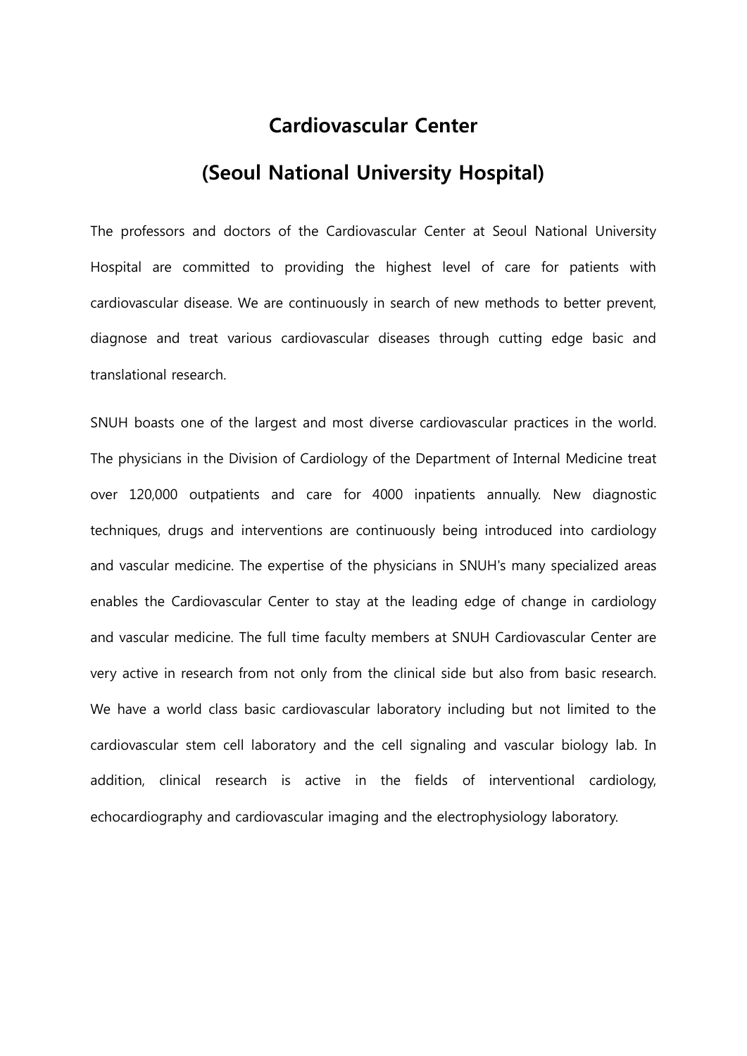# Cardiovascular Center

# (Seoul National University Hospital)

The professors and doctors of the Cardiovascular Center at Seoul National University Hospital are committed to providing the highest level of care for patients with cardiovascular disease. We are continuously in search of new methods to better prevent, diagnose and treat various cardiovascular diseases through cutting edge basic and translational research.

SNUH boasts one of the largest and most diverse cardiovascular practices in the world. The physicians in the Division of Cardiology of the Department of Internal Medicine treat over 120,000 outpatients and care for 4000 inpatients annually. New diagnostic techniques, drugs and interventions are continuously being introduced into cardiology and vascular medicine. The expertise of the physicians in SNUH's many specialized areas enables the Cardiovascular Center to stay at the leading edge of change in cardiology and vascular medicine. The full time faculty members at SNUH Cardiovascular Center are very active in research from not only from the clinical side but also from basic research. We have a world class basic cardiovascular laboratory including but not limited to the cardiovascular stem cell laboratory and the cell signaling and vascular biology lab. In addition, clinical research is active in the fields of interventional cardiology, echocardiography and cardiovascular imaging and the electrophysiology laboratory.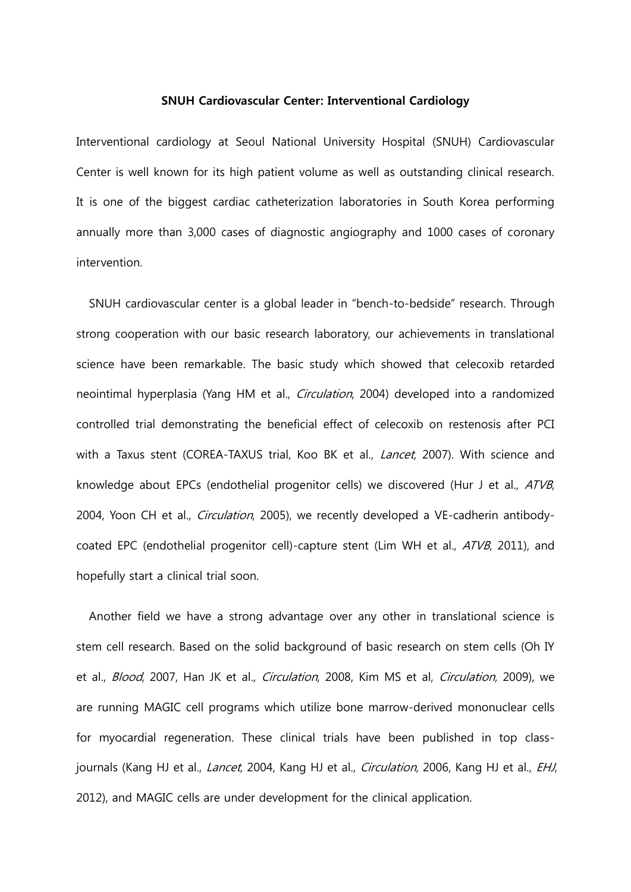**SNUH Cardiovascular Center: Interventional Cardiology**

Interventional cardiology at Seoul National University Hospital (SNUH) Cardiovascular Center is well known for its high patient volume as well as outstanding clinical research. It is one of the biggest cardiac catheterization laboratories in South Korea performing annually more than 3,000 cases of diagnostic angiography and 1000 cases of coronary intervention.

SNUH cardiovascular center is a global leader in "bench-to-bedside" research. Through strong cooperation with our basic research laboratory, our achievements in translational science have been remarkable. The basic study which showed that celecoxib retarded neointimal hyperplasia (Yang HM et al., *Circulation*, 2004) developed into a randomized controlled trial demonstrating the beneficial effect of celecoxib on restenosis after PCI with a Taxus stent (COREA-TAXUS trial, Koo BK et al., *Lancet*, 2007). With science and knowledge about EPCs (endothelial progenitor cells) we discovered (Hur J et al., *ATVB*, 2004, Yoon CH et al., *Circulation*, 2005), we recently developed a VE-cadherin antibody-coated EPC (endothelial progenitor cell)-capture stent (Lim WH et al., *ATVB*, 2011), and hopefully start a clinical trial soon.

Another field we have a strong advantage over any other in translational science is stem cell research. Based on the solid background of basic research on stem cells (Oh IY et al., *Blood*, 2007, Han JK et al., *Circulation*, 2008, Kim MS et al, *Circulation*, 2009), we are running MAGIC cell programs which utilize bone marrow-derived mononuclear cells for myocardial regeneration. These clinical trials have been published in top class-journals (Kang HJ et al., *Lancet*, 2004, Kang HJ et al., *Circulation*, 2006, Kang HJ et al., *EHJ*, 2012), and MAGIC cells are under development for the clinical application.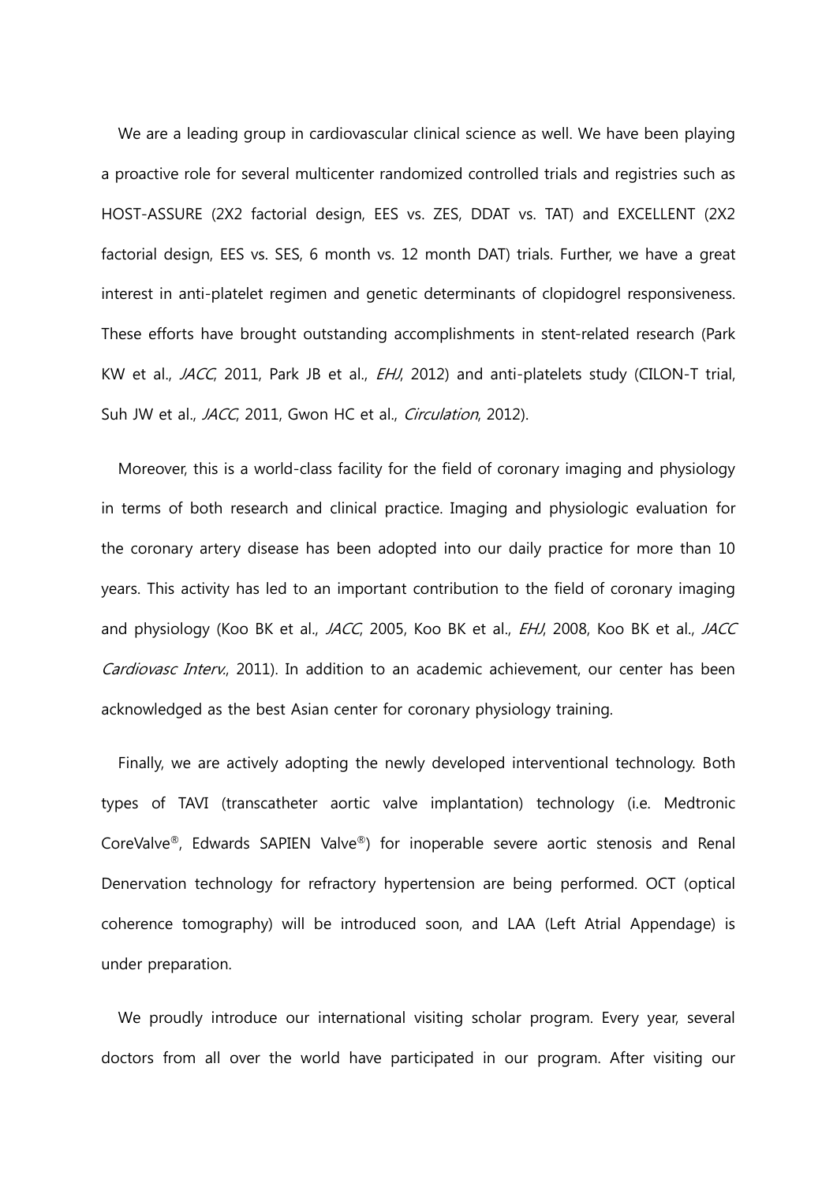We are a leading group in cardiovascular clinical science as well. We have been playing a proactive role for several multicenter randomized controlled trials and registries such as HOST-ASSURE (2X2 factorial design, EES vs. ZES, DDAT vs. TAT) and EXCELLENT (2X2 factorial design, EES vs. SES, 6 month vs. 12 month DAT) trials. Further, we have a great interest in anti-platelet regimen and genetic determinants of clopidogrel responsiveness. These efforts have brought outstanding accomplishments in stent-related research (Park KW et al., *JACC*, 2011, Park JB et al., *EHJ*, 2012) and anti-platelets study (CILON-T trial, Suh JW et al., *JACC*, 2011, Gwon HC et al., *Circulation*, 2012).

Moreover, this is a world-class facility for the field of coronary imaging and physiology in terms of both research and clinical practice. Imaging and physiologic evaluation for the coronary artery disease has been adopted into our daily practice for more than 10 years. This activity has led to an important contribution to the field of coronary imaging and physiology (Koo BK et al., *JACC*, 2005, Koo BK et al., *EHJ*, 2008, Koo BK et al., *JACC Cardiovasc Interv.*, 2011). In addition to an academic achievement, our center has been acknowledged as the best Asian center for coronary physiology training.

Finally, we are actively adopting the newly developed interventional technology. Both types of TAVI (transcatheter aortic valve implantation) technology (i.e. Medtronic CoreValve®, Edwards SAPIEN Valve®) for inoperable severe aortic stenosis and Renal Denervation technology for refractory hypertension are being performed. OCT (optical coherence tomography) will be introduced soon, and LAA (Left Atrial Appendage) is under preparation.

We proudly introduce our international visiting scholar program. Every year, several doctors from all over the world have participated in our program. After visiting our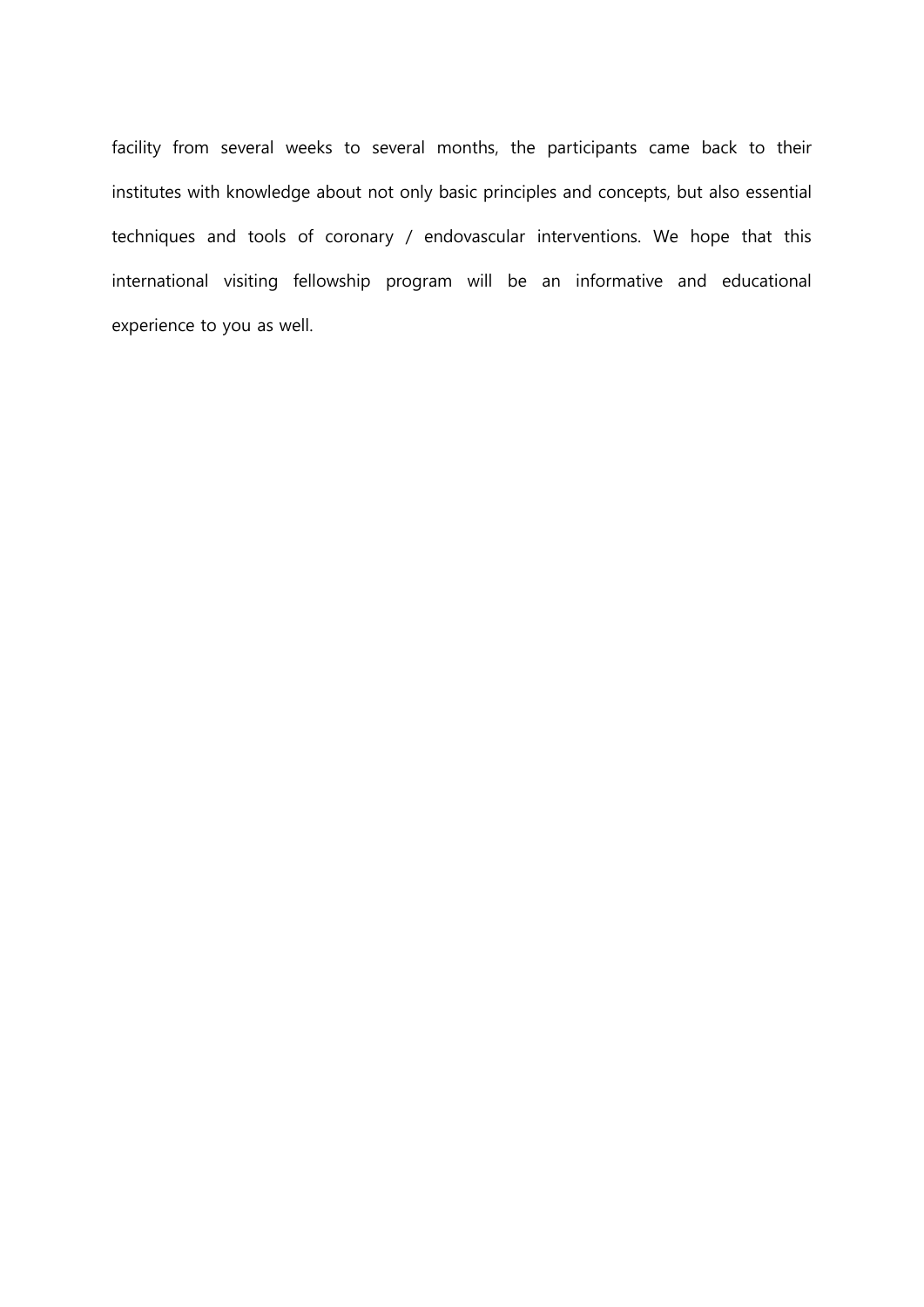facility from several weeks to several months, the participants came back to their institutes with knowledge about not only basic principles and concepts, but also essential techniques and tools of coronary / endovascular interventions. We hope that this international visiting fellowship program will be an informative and educational experience to you as well.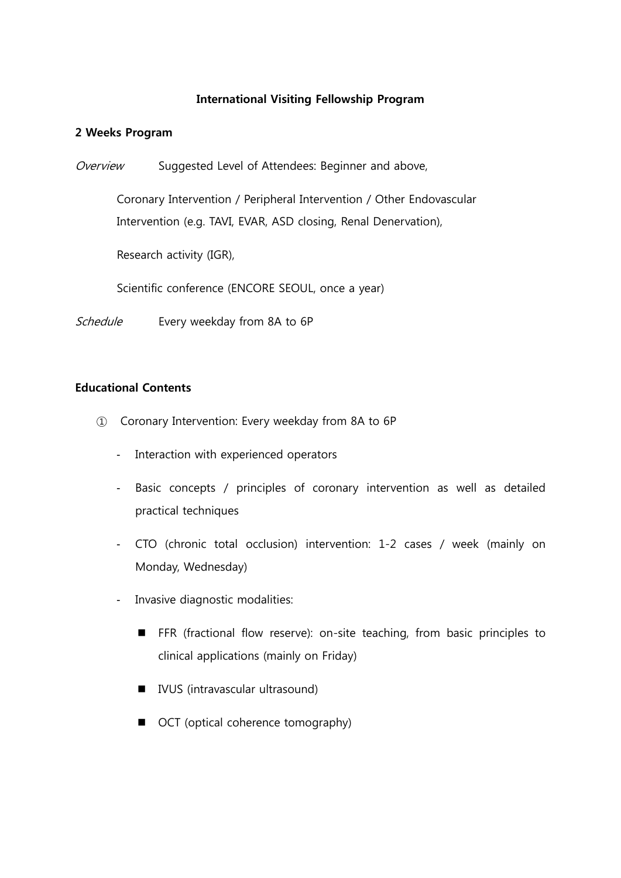**International Visiting Fellowship Program**

**2 Weeks Program**

*Overview* Suggested Level of Attendees: Beginner and above,

Coronary Intervention / Peripheral Intervention / Other Endovascular Intervention (e.g. TAVI, EVAR, ASD closing, Renal Denervation),

Research activity (IGR),

Scientific conference (ENCORE SEOUL, once a year)

*Schedule* Every weekday from 8A to 6P

**Educational Contents**

① Coronary Intervention: Every weekday from 8A to 6P

- Interaction with experienced operators
- Basic concepts / principles of coronary intervention as well as detailed practical techniques
- CTO (chronic total occlusion) intervention: 1-2 cases / week (mainly on Monday, Wednesday)
- Invasive diagnostic modalities:
  - FFR (fractional flow reserve): on-site teaching, from basic principles to clinical applications (mainly on Friday)
  - IVUS (intravascular ultrasound)
  - OCT (optical coherence tomography)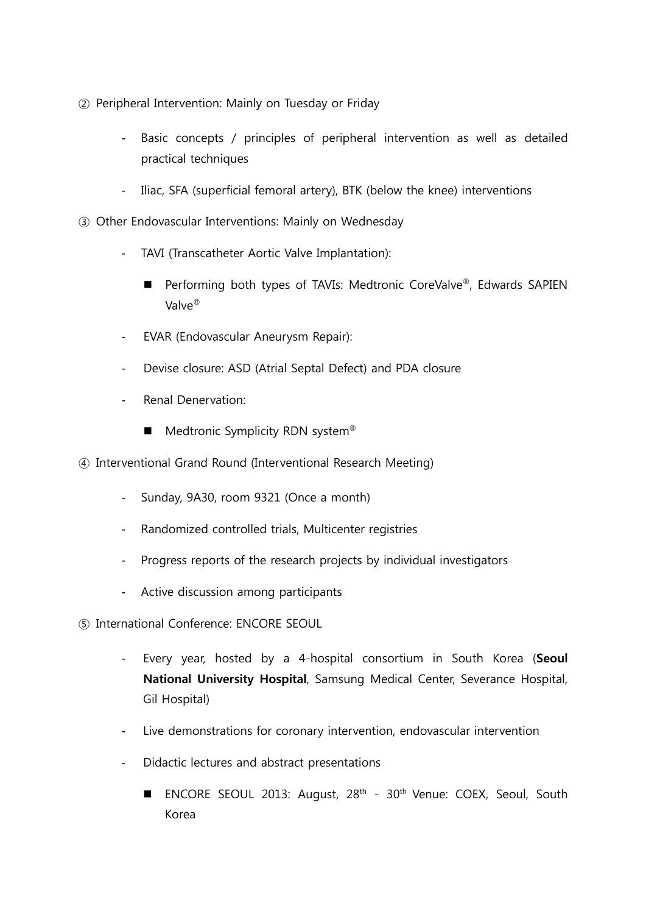② Peripheral Intervention: Mainly on Tuesday or Friday

- Basic concepts / principles of peripheral intervention as well as detailed practical techniques
- Iliac, SFA (superficial femoral artery), BTK (below the knee) interventions

③ Other Endovascular Interventions: Mainly on Wednesday

- TAVI (Transcatheter Aortic Valve Implantation):
  - Performing both types of TAVIs: Medtronic CoreValve®, Edwards SAPIEN Valve®
- EVAR (Endovascular Aneurysm Repair):
- Devise closure: ASD (Atrial Septal Defect) and PDA closure
- Renal Denervation:
  - Medtronic Symplicity RDN system®

④ Interventional Grand Round (Interventional Research Meeting)

- Sunday, 9A30, room 9321 (Once a month)
- Randomized controlled trials, Multicenter registries
- Progress reports of the research projects by individual investigators
- Active discussion among participants

⑤ International Conference: ENCORE SEOUL

- Every year, hosted by a 4-hospital consortium in South Korea (**Seoul National University Hospital**, Samsung Medical Center, Severance Hospital, Gil Hospital)
- Live demonstrations for coronary intervention, endovascular intervention
- Didactic lectures and abstract presentations
  - ENCORE SEOUL 2013: August, 28th - 30th Venue: COEX, Seoul, South Korea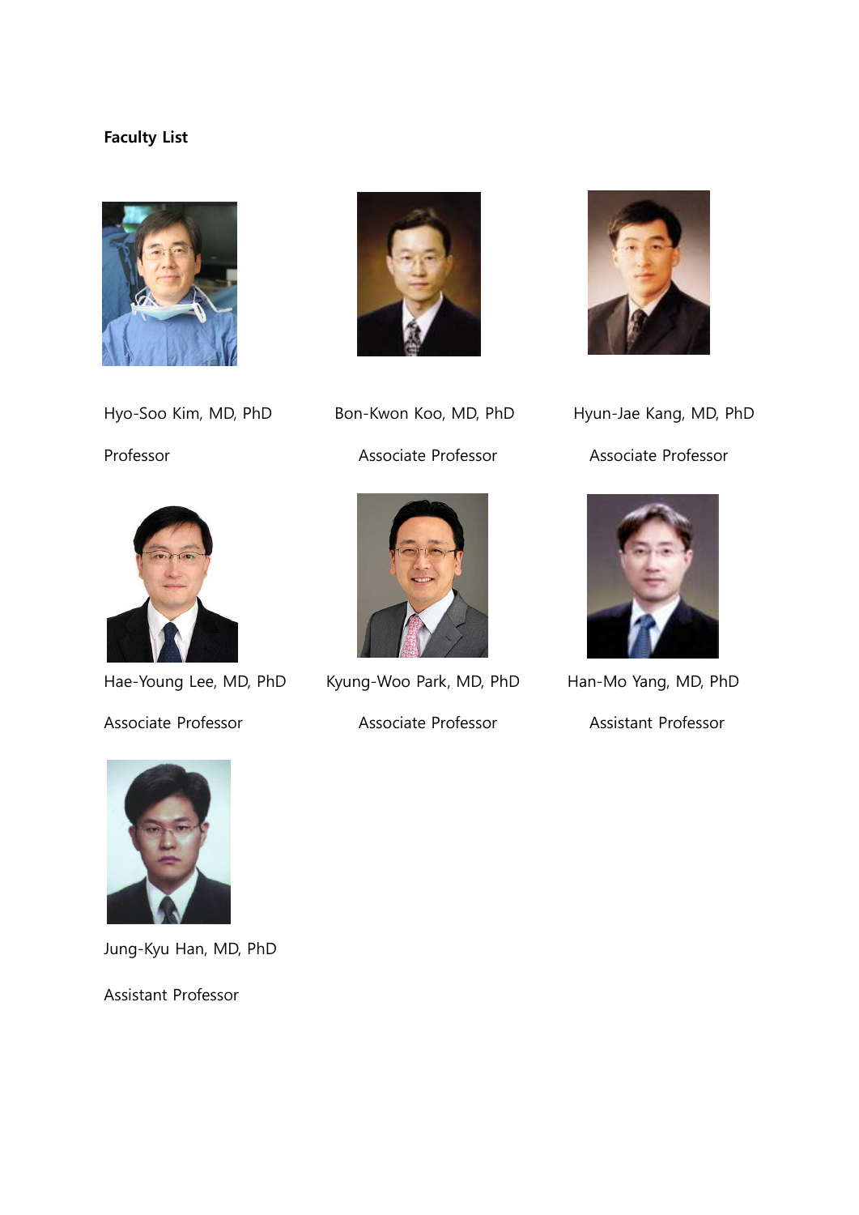**Faculty List**

Hyo-Soo Kim, MD, PhD

Professor

Bon-Kwon Koo, MD, PhD

Associate Professor

Hyun-Jae Kang, MD, PhD

Associate Professor

Hae-Young Lee, MD, PhD

Associate Professor

Kyung-Woo Park, MD, PhD

Associate Professor

Han-Mo Yang, MD, PhD

Assistant Professor

Jung-Kyu Han, MD, PhD

Assistant Professor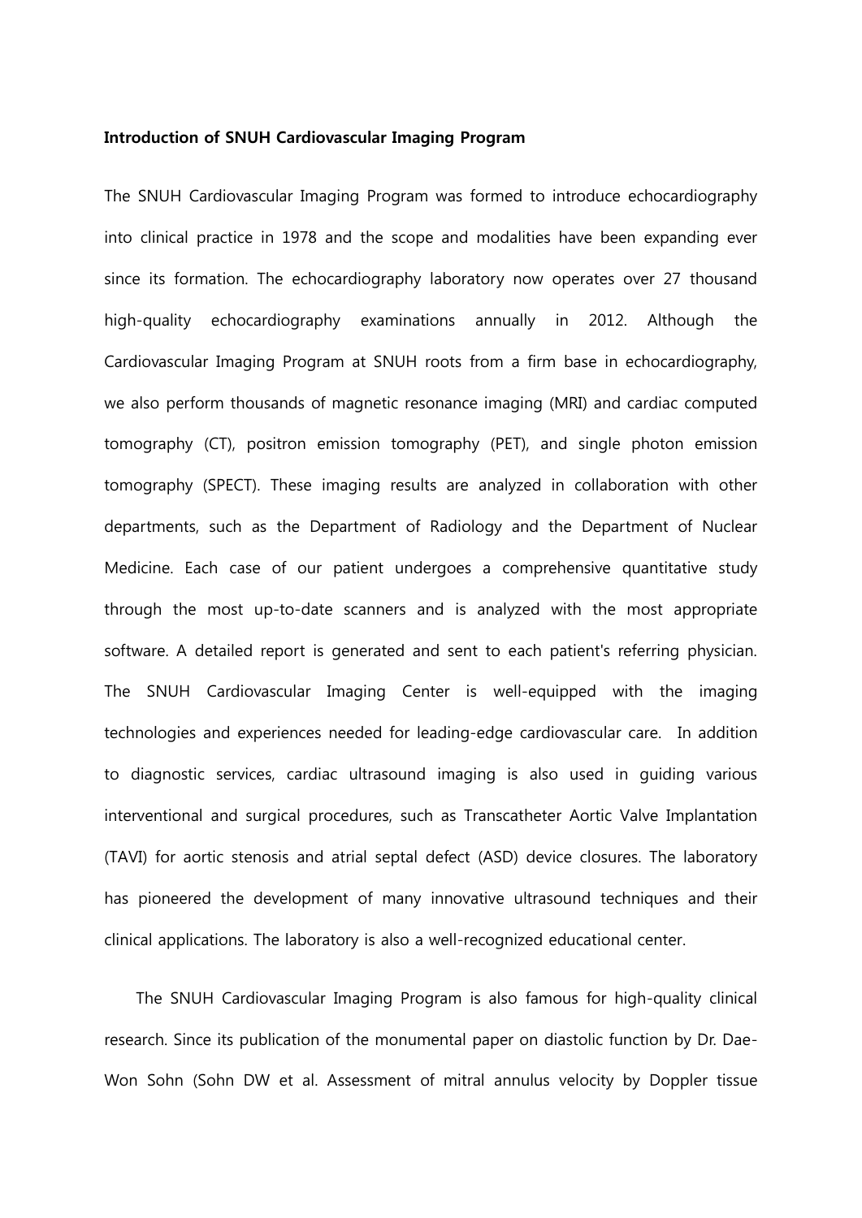**Introduction of SNUH Cardiovascular Imaging Program**

The SNUH Cardiovascular Imaging Program was formed to introduce echocardiography into clinical practice in 1978 and the scope and modalities have been expanding ever since its formation. The echocardiography laboratory now operates over 27 thousand high-quality echocardiography examinations annually in 2012. Although the Cardiovascular Imaging Program at SNUH roots from a firm base in echocardiography, we also perform thousands of magnetic resonance imaging (MRI) and cardiac computed tomography (CT), positron emission tomography (PET), and single photon emission tomography (SPECT). These imaging results are analyzed in collaboration with other departments, such as the Department of Radiology and the Department of Nuclear Medicine. Each case of our patient undergoes a comprehensive quantitative study through the most up-to-date scanners and is analyzed with the most appropriate software. A detailed report is generated and sent to each patient's referring physician. The SNUH Cardiovascular Imaging Center is well-equipped with the imaging technologies and experiences needed for leading-edge cardiovascular care. In addition to diagnostic services, cardiac ultrasound imaging is also used in guiding various interventional and surgical procedures, such as Transcatheter Aortic Valve Implantation (TAVI) for aortic stenosis and atrial septal defect (ASD) device closures. The laboratory has pioneered the development of many innovative ultrasound techniques and their clinical applications. The laboratory is also a well-recognized educational center.

The SNUH Cardiovascular Imaging Program is also famous for high-quality clinical research. Since its publication of the monumental paper on diastolic function by Dr. Dae-Won Sohn (Sohn DW et al. Assessment of mitral annulus velocity by Doppler tissue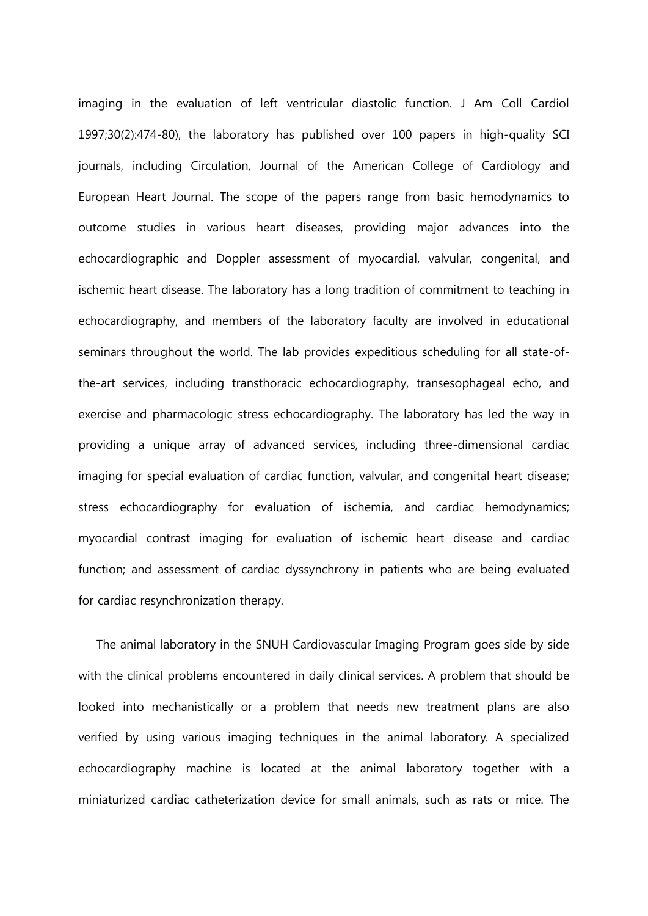imaging in the evaluation of left ventricular diastolic function. J Am Coll Cardiol 1997;30(2):474-80), the laboratory has published over 100 papers in high-quality SCI journals, including Circulation, Journal of the American College of Cardiology and European Heart Journal. The scope of the papers range from basic hemodynamics to outcome studies in various heart diseases, providing major advances into the echocardiographic and Doppler assessment of myocardial, valvular, congenital, and ischemic heart disease. The laboratory has a long tradition of commitment to teaching in echocardiography, and members of the laboratory faculty are involved in educational seminars throughout the world. The lab provides expeditious scheduling for all state-of-the-art services, including transthoracic echocardiography, transesophageal echo, and exercise and pharmacologic stress echocardiography. The laboratory has led the way in providing a unique array of advanced services, including three-dimensional cardiac imaging for special evaluation of cardiac function, valvular, and congenital heart disease; stress echocardiography for evaluation of ischemia, and cardiac hemodynamics; myocardial contrast imaging for evaluation of ischemic heart disease and cardiac function; and assessment of cardiac dyssynchrony in patients who are being evaluated for cardiac resynchronization therapy.

The animal laboratory in the SNUH Cardiovascular Imaging Program goes side by side with the clinical problems encountered in daily clinical services. A problem that should be looked into mechanistically or a problem that needs new treatment plans are also verified by using various imaging techniques in the animal laboratory. A specialized echocardiography machine is located at the animal laboratory together with a miniaturized cardiac catheterization device for small animals, such as rats or mice. The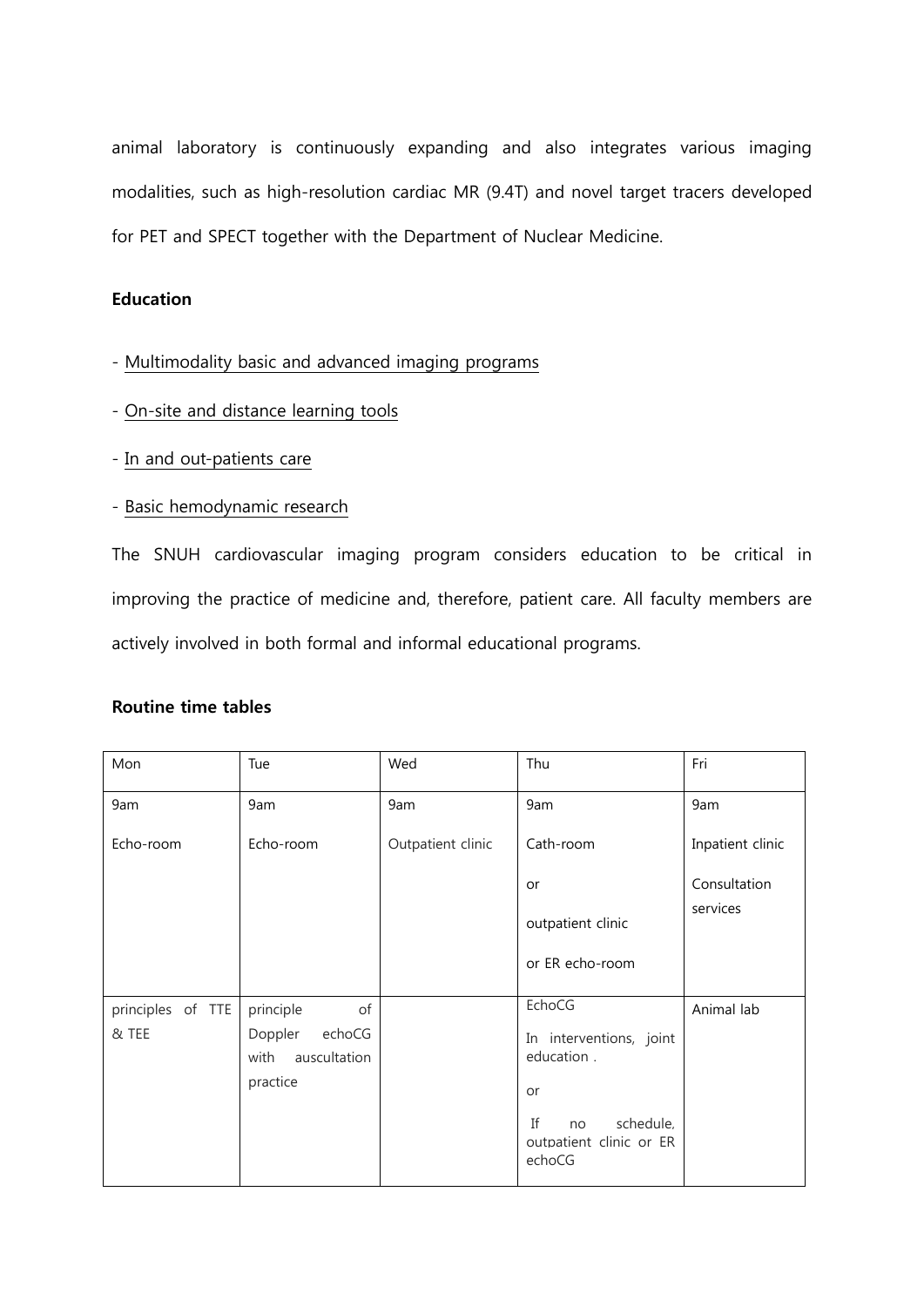animal laboratory is continuously expanding and also integrates various imaging modalities, such as high-resolution cardiac MR (9.4T) and novel target tracers developed for PET and SPECT together with the Department of Nuclear Medicine.

**Education**

- Multimodality basic and advanced imaging programs
- On-site and distance learning tools
- In and out-patients care
- Basic hemodynamic research

The SNUH cardiovascular imaging program considers education to be critical in improving the practice of medicine and, therefore, patient care. All faculty members are actively involved in both formal and informal educational programs.

**Routine time tables**

| Mon | Tue | Wed | Thu | Fri |
|---|---|---|---|---|
| 9am<br>Echo-room | 9am<br>Echo-room | 9am<br>Outpatient clinic | 9am<br>Cath-room<br>or<br>outpatient clinic<br>or ER echo-room | 9am<br>Inpatient clinic<br>Consultation services |
| principles of TTE & TEE | principle of Doppler echoCG with auscultation practice | | EchoCG<br>In interventions, joint education .<br>or<br>If no schedule, outpatient clinic or ER echoCG | Animal lab |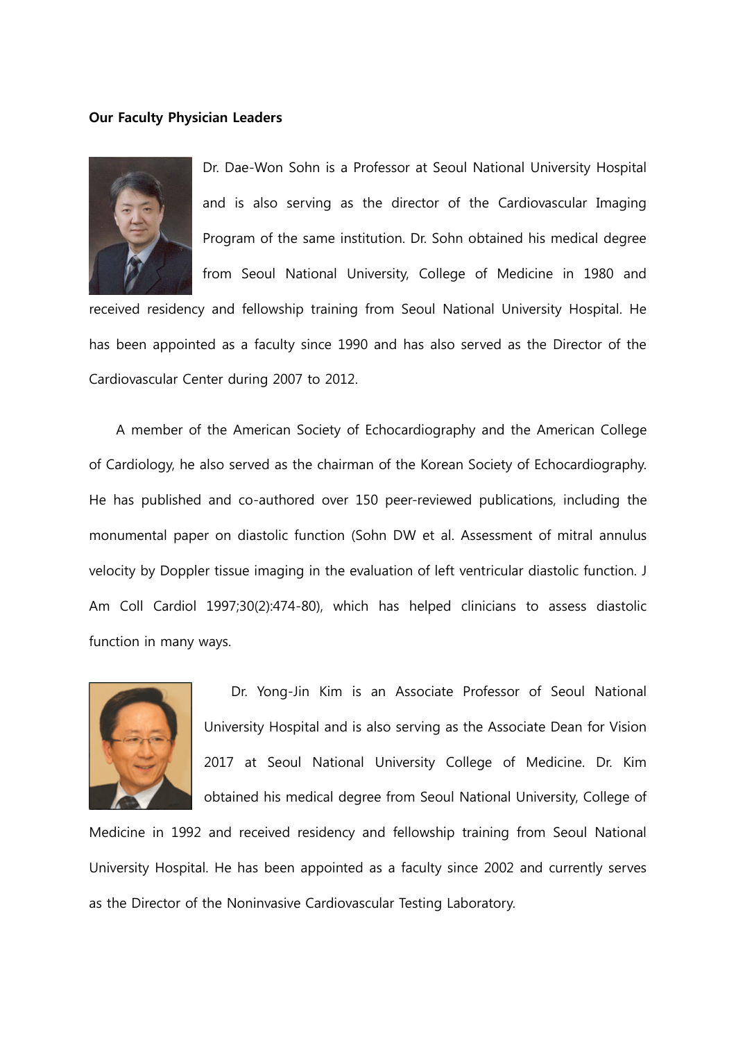**Our Faculty Physician Leaders**

Dr. Dae-Won Sohn is a Professor at Seoul National University Hospital and is also serving as the director of the Cardiovascular Imaging Program of the same institution. Dr. Sohn obtained his medical degree from Seoul National University, College of Medicine in 1980 and received residency and fellowship training from Seoul National University Hospital. He has been appointed as a faculty since 1990 and has also served as the Director of the Cardiovascular Center during 2007 to 2012.

A member of the American Society of Echocardiography and the American College of Cardiology, he also served as the chairman of the Korean Society of Echocardiography. He has published and co-authored over 150 peer-reviewed publications, including the monumental paper on diastolic function (Sohn DW et al. Assessment of mitral annulus velocity by Doppler tissue imaging in the evaluation of left ventricular diastolic function. J Am Coll Cardiol 1997;30(2):474-80), which has helped clinicians to assess diastolic function in many ways.

Dr. Yong-Jin Kim is an Associate Professor of Seoul National University Hospital and is also serving as the Associate Dean for Vision 2017 at Seoul National University College of Medicine. Dr. Kim obtained his medical degree from Seoul National University, College of Medicine in 1992 and received residency and fellowship training from Seoul National University Hospital. He has been appointed as a faculty since 2002 and currently serves as the Director of the Noninvasive Cardiovascular Testing Laboratory.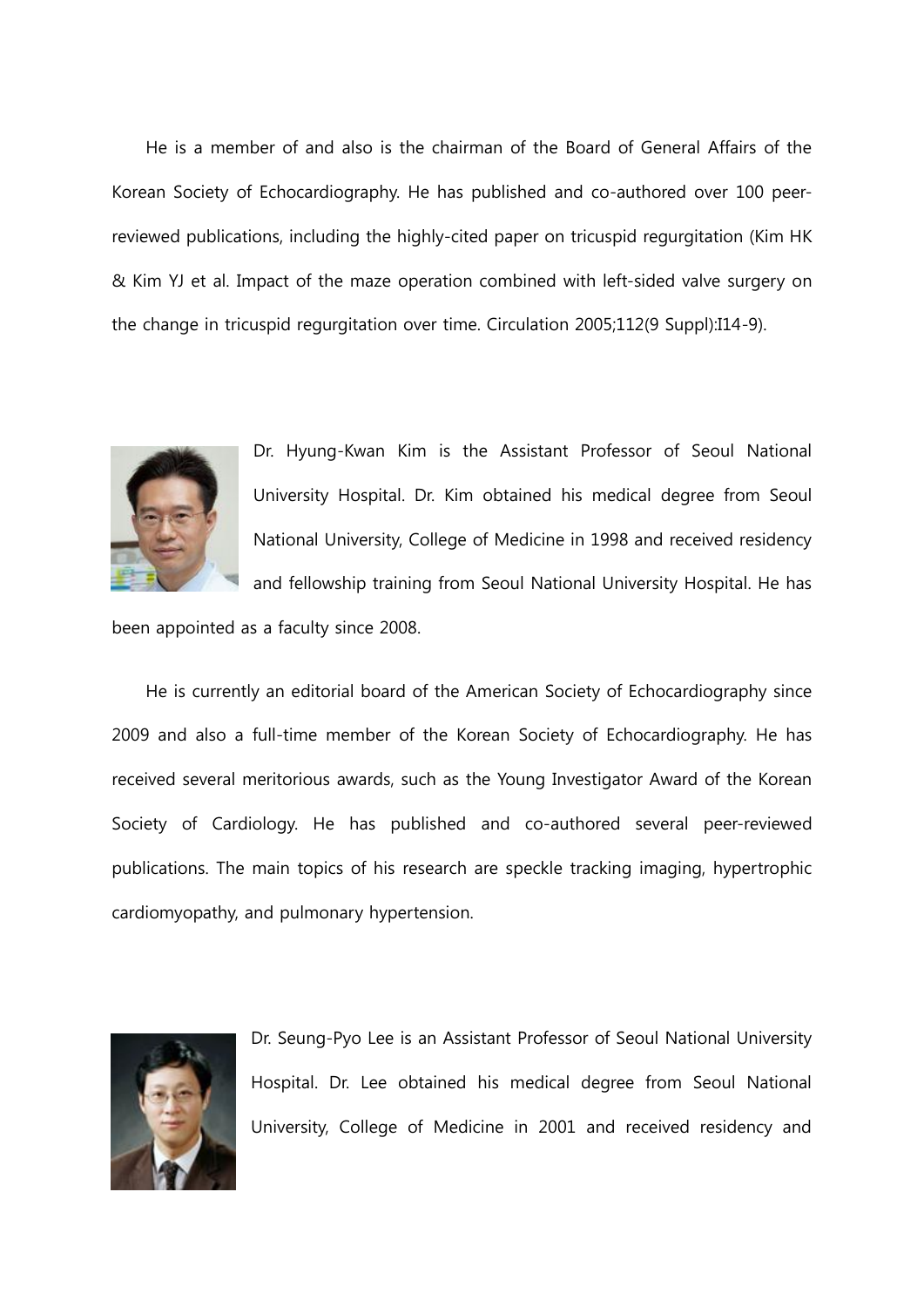He is a member of and also is the chairman of the Board of General Affairs of the Korean Society of Echocardiography. He has published and co-authored over 100 peer-reviewed publications, including the highly-cited paper on tricuspid regurgitation (Kim HK & Kim YJ et al. Impact of the maze operation combined with left-sided valve surgery on the change in tricuspid regurgitation over time. Circulation 2005;112(9 Suppl):I14-9).

Dr. Hyung-Kwan Kim is the Assistant Professor of Seoul National University Hospital. Dr. Kim obtained his medical degree from Seoul National University, College of Medicine in 1998 and received residency and fellowship training from Seoul National University Hospital. He has been appointed as a faculty since 2008.

He is currently an editorial board of the American Society of Echocardiography since 2009 and also a full-time member of the Korean Society of Echocardiography. He has received several meritorious awards, such as the Young Investigator Award of the Korean Society of Cardiology. He has published and co-authored several peer-reviewed publications. The main topics of his research are speckle tracking imaging, hypertrophic cardiomyopathy, and pulmonary hypertension.

Dr. Seung-Pyo Lee is an Assistant Professor of Seoul National University Hospital. Dr. Lee obtained his medical degree from Seoul National University, College of Medicine in 2001 and received residency and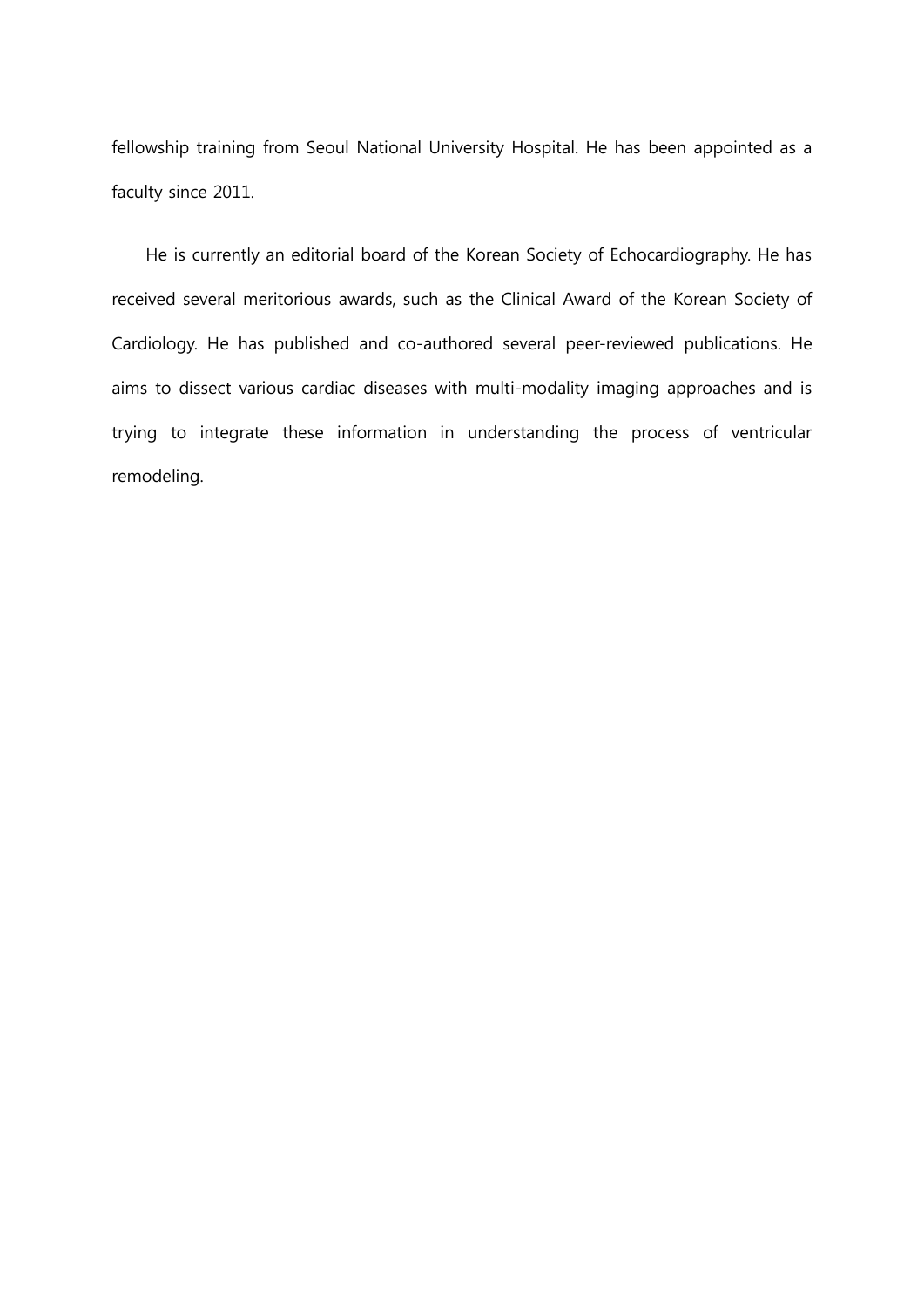fellowship training from Seoul National University Hospital. He has been appointed as a faculty since 2011.

He is currently an editorial board of the Korean Society of Echocardiography. He has received several meritorious awards, such as the Clinical Award of the Korean Society of Cardiology. He has published and co-authored several peer-reviewed publications. He aims to dissect various cardiac diseases with multi-modality imaging approaches and is trying to integrate these information in understanding the process of ventricular remodeling.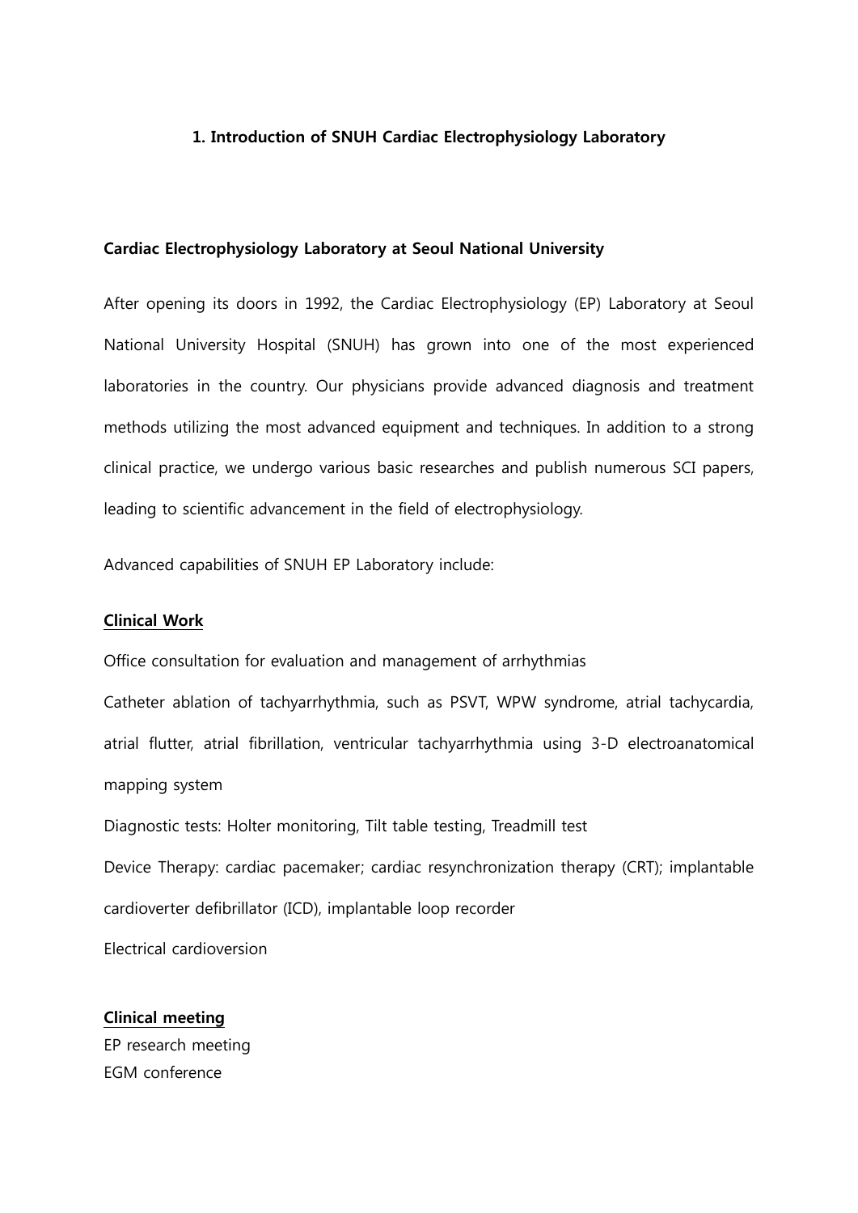## 1. Introduction of SNUH Cardiac Electrophysiology Laboratory

### Cardiac Electrophysiology Laboratory at Seoul National University

After opening its doors in 1992, the Cardiac Electrophysiology (EP) Laboratory at Seoul National University Hospital (SNUH) has grown into one of the most experienced laboratories in the country. Our physicians provide advanced diagnosis and treatment methods utilizing the most advanced equipment and techniques. In addition to a strong clinical practice, we undergo various basic researches and publish numerous SCI papers, leading to scientific advancement in the field of electrophysiology.

Advanced capabilities of SNUH EP Laboratory include:

**Clinical Work**

Office consultation for evaluation and management of arrhythmias

Catheter ablation of tachyarrhythmia, such as PSVT, WPW syndrome, atrial tachycardia, atrial flutter, atrial fibrillation, ventricular tachyarrhythmia using 3-D electroanatomical mapping system

Diagnostic tests: Holter monitoring, Tilt table testing, Treadmill test

Device Therapy: cardiac pacemaker; cardiac resynchronization therapy (CRT); implantable cardioverter defibrillator (ICD), implantable loop recorder

Electrical cardioversion

**Clinical meeting**

EP research meeting

EGM conference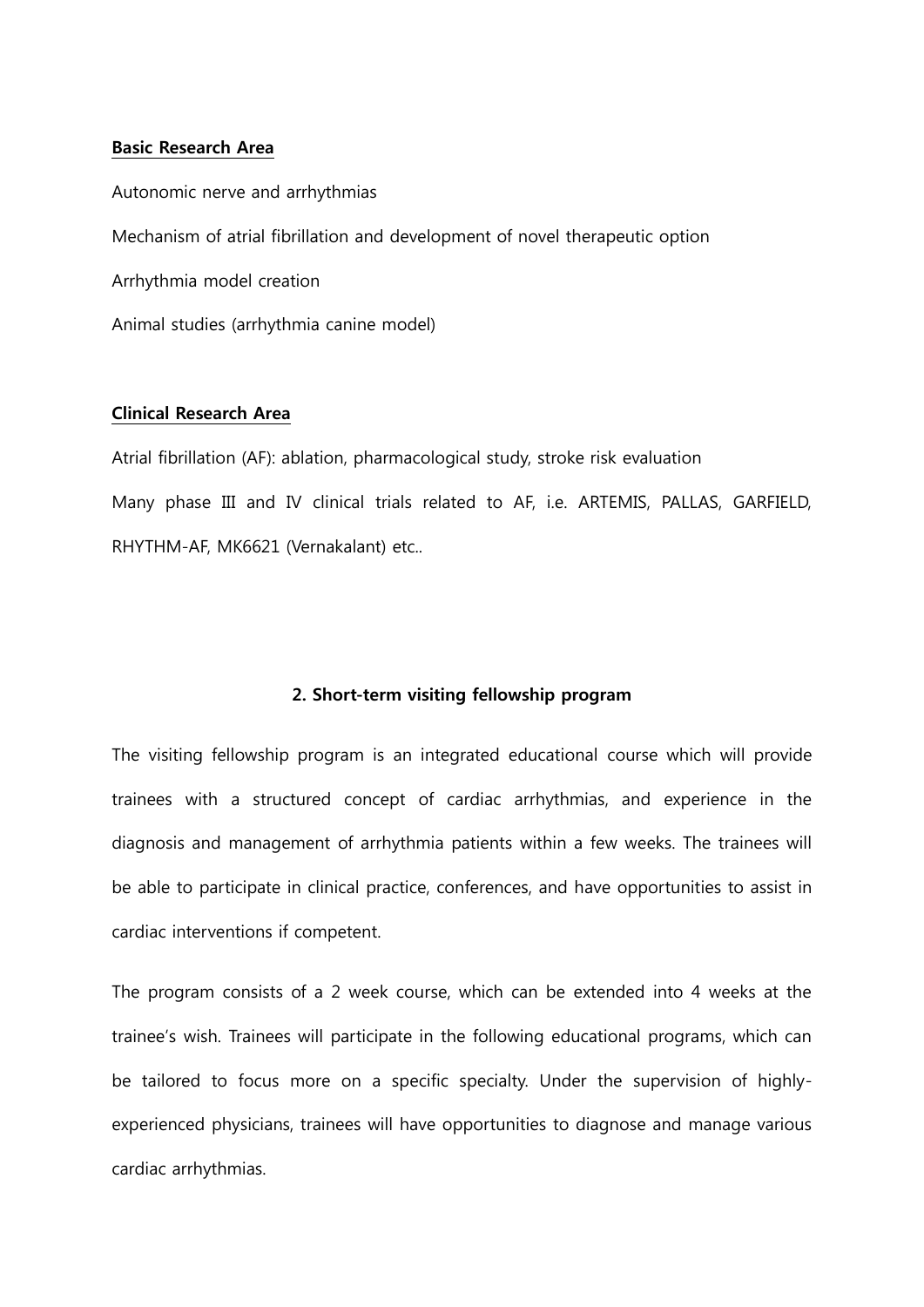**Basic Research Area**

Autonomic nerve and arrhythmias

Mechanism of atrial fibrillation and development of novel therapeutic option

Arrhythmia model creation

Animal studies (arrhythmia canine model)

**Clinical Research Area**

Atrial fibrillation (AF): ablation, pharmacological study, stroke risk evaluation

Many phase III and IV clinical trials related to AF, i.e. ARTEMIS, PALLAS, GARFIELD, RHYTHM-AF, MK6621 (Vernakalant) etc..

## 2. Short-term visiting fellowship program

The visiting fellowship program is an integrated educational course which will provide trainees with a structured concept of cardiac arrhythmias, and experience in the diagnosis and management of arrhythmia patients within a few weeks. The trainees will be able to participate in clinical practice, conferences, and have opportunities to assist in cardiac interventions if competent.

The program consists of a 2 week course, which can be extended into 4 weeks at the trainee's wish. Trainees will participate in the following educational programs, which can be tailored to focus more on a specific specialty. Under the supervision of highly-experienced physicians, trainees will have opportunities to diagnose and manage various cardiac arrhythmias.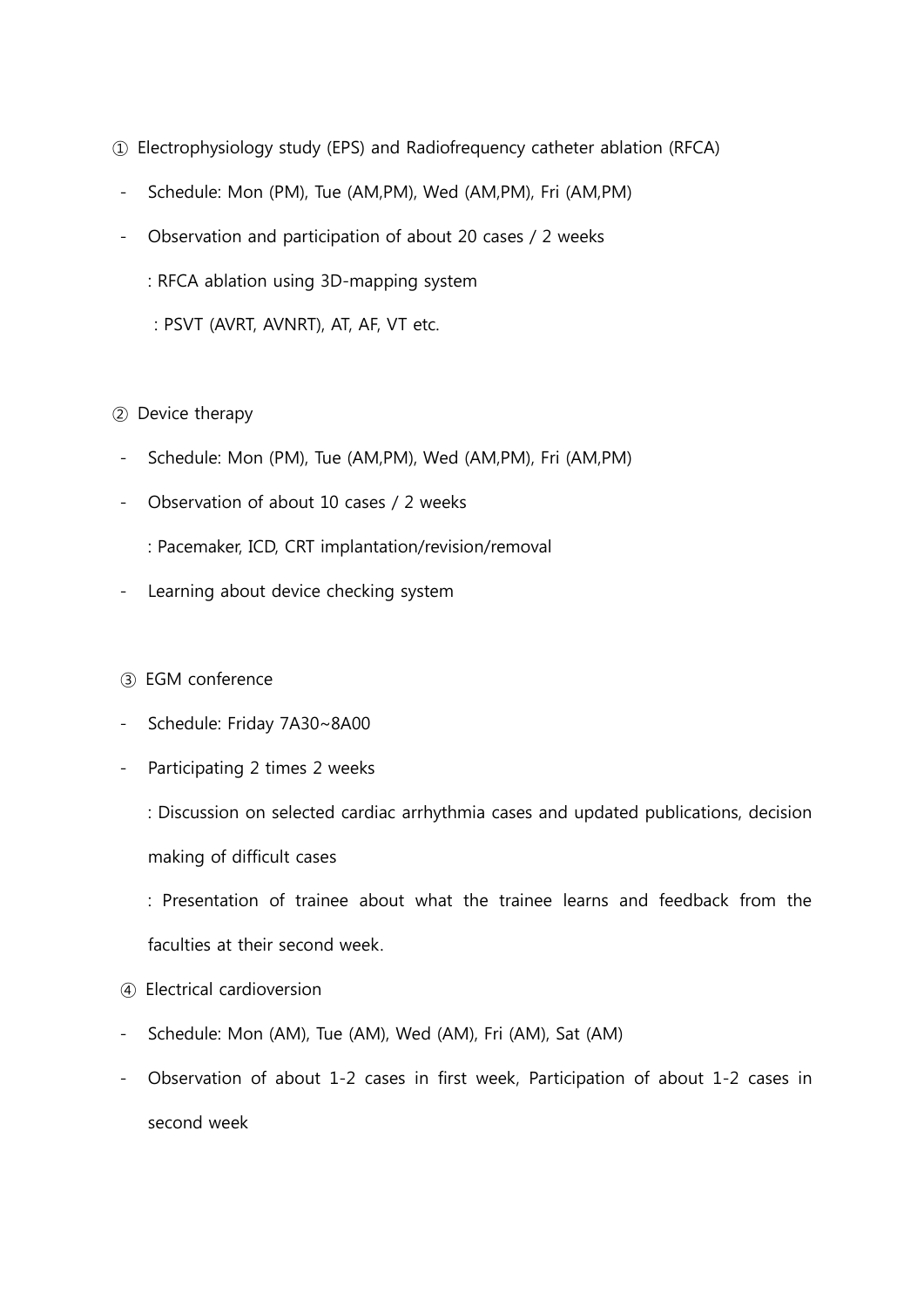① Electrophysiology study (EPS) and Radiofrequency catheter ablation (RFCA)

- Schedule: Mon (PM), Tue (AM,PM), Wed (AM,PM), Fri (AM,PM)
- Observation and participation of about 20 cases / 2 weeks

  : RFCA ablation using 3D-mapping system

  : PSVT (AVRT, AVNRT), AT, AF, VT etc.

② Device therapy

- Schedule: Mon (PM), Tue (AM,PM), Wed (AM,PM), Fri (AM,PM)
- Observation of about 10 cases / 2 weeks

  : Pacemaker, ICD, CRT implantation/revision/removal

- Learning about device checking system

③ EGM conference

- Schedule: Friday 7A30~8A00
- Participating 2 times 2 weeks

  : Discussion on selected cardiac arrhythmia cases and updated publications, decision making of difficult cases

  : Presentation of trainee about what the trainee learns and feedback from the faculties at their second week.

④ Electrical cardioversion

- Schedule: Mon (AM), Tue (AM), Wed (AM), Fri (AM), Sat (AM)
- Observation of about 1-2 cases in first week, Participation of about 1-2 cases in second week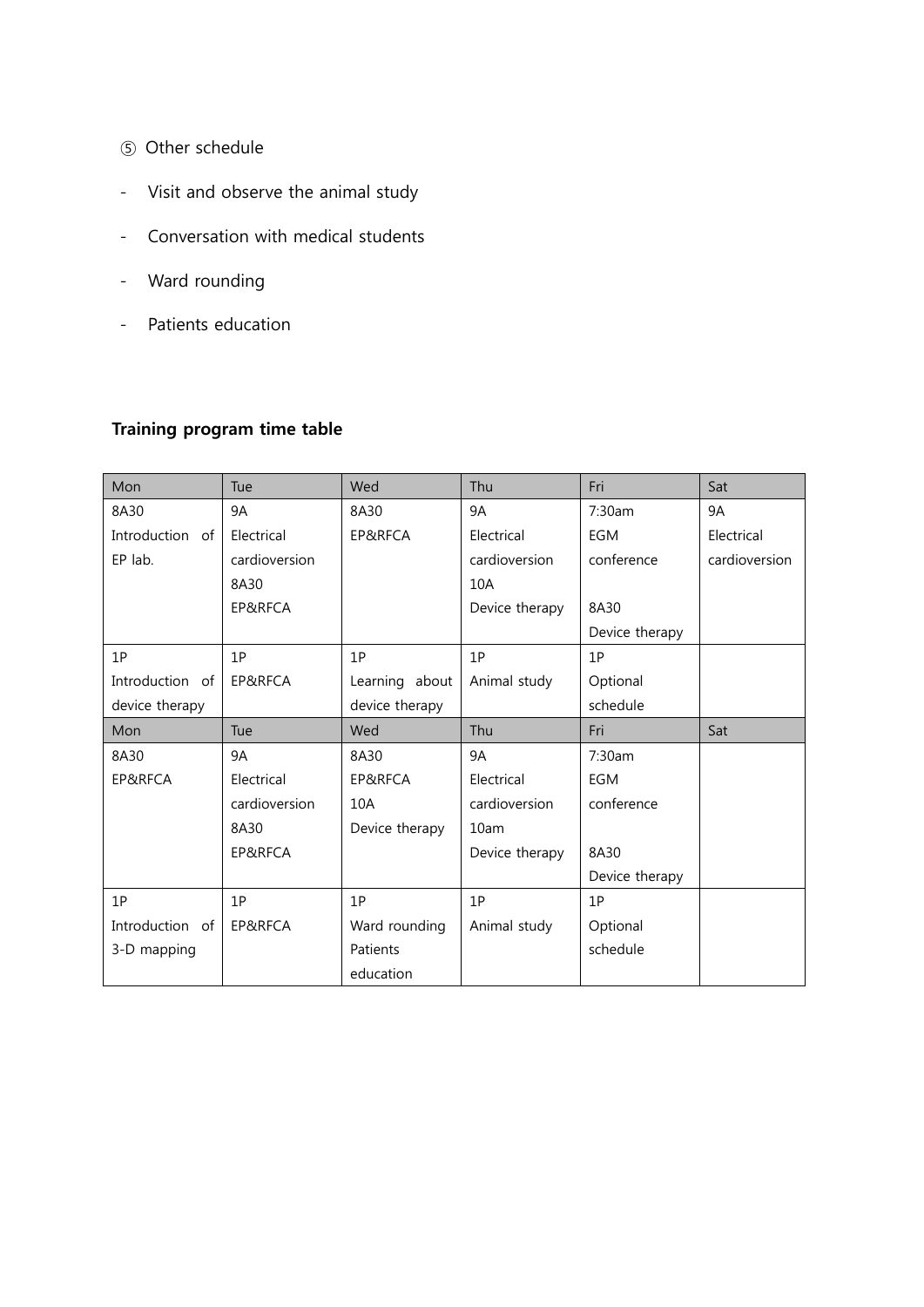⑤ Other schedule

- Visit and observe the animal study
- Conversation with medical students
- Ward rounding
- Patients education

**Training program time table**

| Mon | Tue | Wed | Thu | Fri | Sat |
|---|---|---|---|---|---|
| 8A30 Introduction of EP lab. | 9A Electrical cardioversion 8A30 EP&RFCA | 8A30 EP&RFCA | 9A Electrical cardioversion 10A Device therapy | 7:30am EGM conference 8A30 Device therapy | 9A Electrical cardioversion |
| 1P Introduction of device therapy | 1P EP&RFCA | 1P Learning about device therapy | 1P Animal study | 1P Optional schedule | |
| Mon | Tue | Wed | Thu | Fri | Sat |
| 8A30 EP&RFCA | 9A Electrical cardioversion 8A30 EP&RFCA | 8A30 EP&RFCA 10A Device therapy | 9A Electrical cardioversion 10am Device therapy | 7:30am EGM conference 8A30 Device therapy | |
| 1P Introduction of 3-D mapping | 1P EP&RFCA | 1P Ward rounding Patients education | 1P Animal study | 1P Optional schedule | |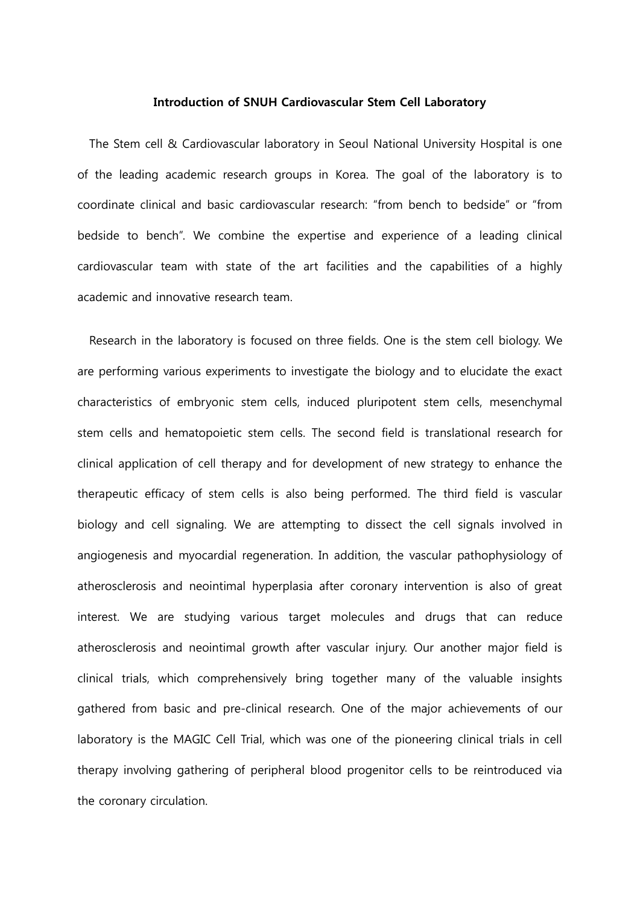**Introduction of SNUH Cardiovascular Stem Cell Laboratory**

The Stem cell & Cardiovascular laboratory in Seoul National University Hospital is one of the leading academic research groups in Korea. The goal of the laboratory is to coordinate clinical and basic cardiovascular research: “from bench to bedside” or “from bedside to bench”. We combine the expertise and experience of a leading clinical cardiovascular team with state of the art facilities and the capabilities of a highly academic and innovative research team.

Research in the laboratory is focused on three fields. One is the stem cell biology. We are performing various experiments to investigate the biology and to elucidate the exact characteristics of embryonic stem cells, induced pluripotent stem cells, mesenchymal stem cells and hematopoietic stem cells. The second field is translational research for clinical application of cell therapy and for development of new strategy to enhance the therapeutic efficacy of stem cells is also being performed. The third field is vascular biology and cell signaling. We are attempting to dissect the cell signals involved in angiogenesis and myocardial regeneration. In addition, the vascular pathophysiology of atherosclerosis and neointimal hyperplasia after coronary intervention is also of great interest. We are studying various target molecules and drugs that can reduce atherosclerosis and neointimal growth after vascular injury. Our another major field is clinical trials, which comprehensively bring together many of the valuable insights gathered from basic and pre-clinical research. One of the major achievements of our laboratory is the MAGIC Cell Trial, which was one of the pioneering clinical trials in cell therapy involving gathering of peripheral blood progenitor cells to be reintroduced via the coronary circulation.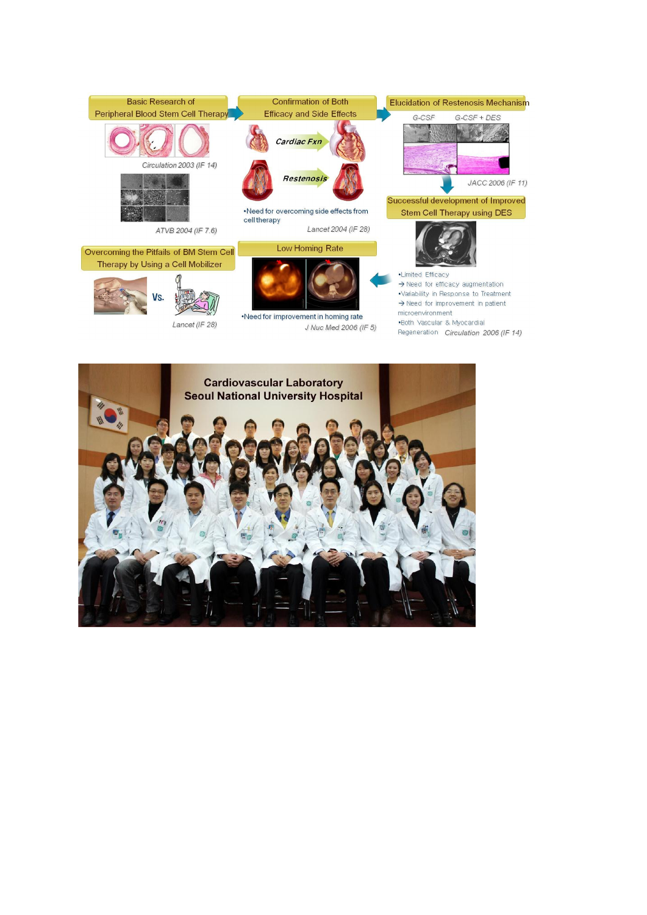Basic Research of Peripheral Blood Stem Cell Therapy

Circulation 2003 (IF 14)

ATVB 2004 (IF 7.6)

Confirmation of Both Efficacy and Side Effects

Cardiac Fxn

Restenosis

•Need for overcoming side effects from cell therapy

Lancet 2004 (IF 28)

Elucidation of Restenosis Mechanism

G-CSF

G-CSF + DES

JACC 2006 (IF 11)

Successful development of Improved Stem Cell Therapy using DES

•Limited Efficacy

→ Need for efficacy augmentation

•Variability in Response to Treatment

→ Need for improvement in patient microenvironment

•Both Vascular & Myocardial Regeneration

Circulation 2006 (IF 14)

Low Homing Rate

•Need for improvement in homing rate

J Nuc Med 2006 (IF 5)

Overcoming the Pitfalls of BM Stem Cell Therapy by Using a Cell Mobilizer

Vs.

Lancet (IF 28)

Cardiovascular Laboratory
Seoul National University Hospital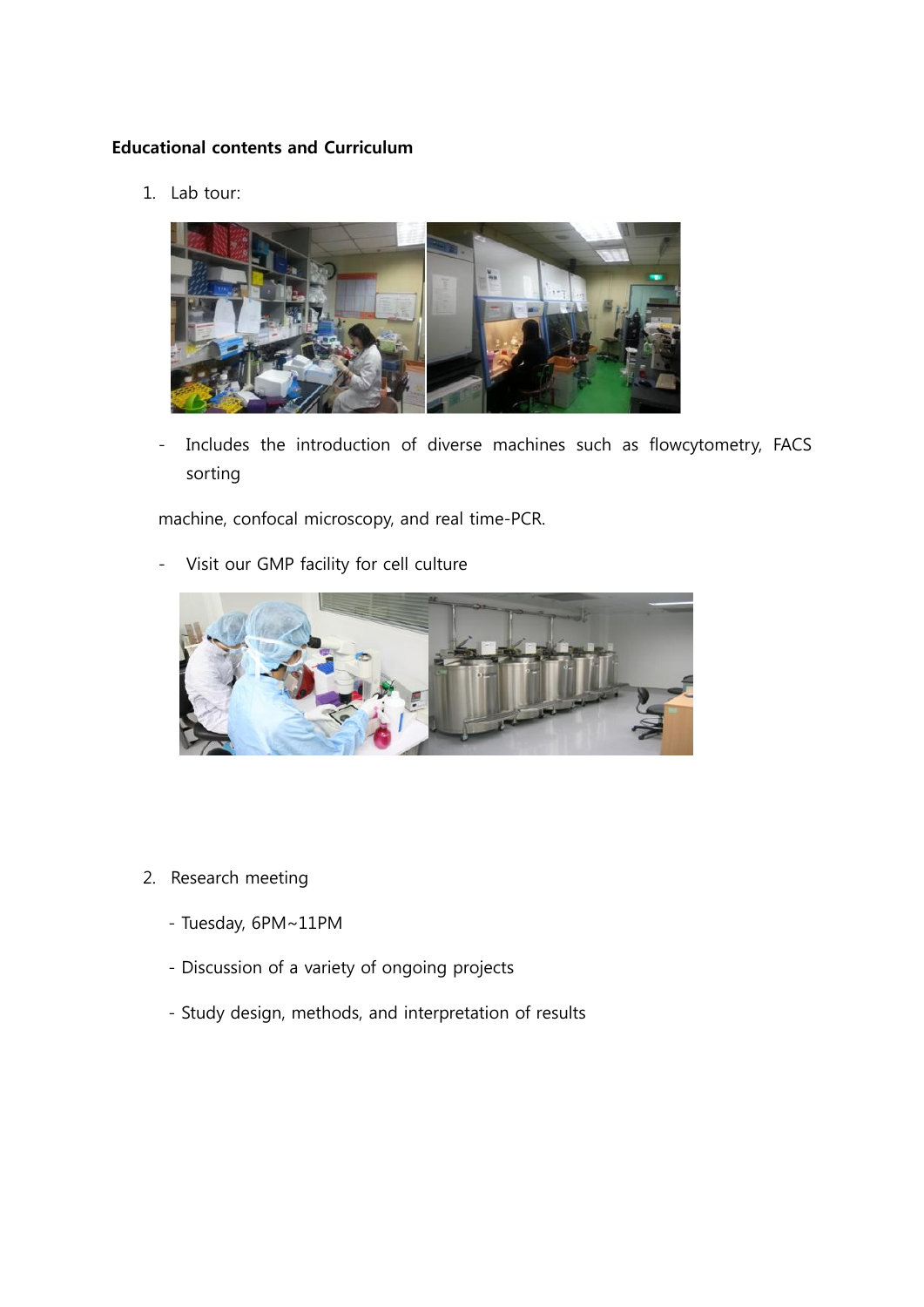**Educational contents and Curriculum**

1. Lab tour:

   - Includes the introduction of diverse machines such as flowcytometry, FACS sorting

   machine, confocal microscopy, and real time-PCR.

   - Visit our GMP facility for cell culture

2. Research meeting

   - Tuesday, 6PM~11PM
   - Discussion of a variety of ongoing projects
   - Study design, methods, and interpretation of results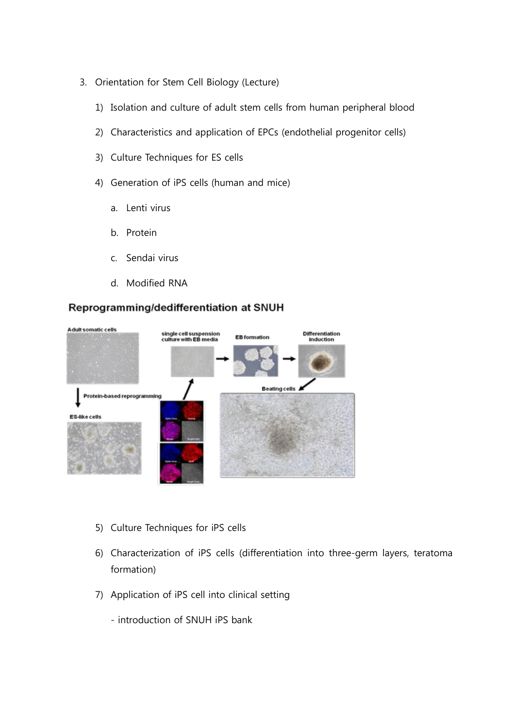3. Orientation for Stem Cell Biology (Lecture)

    1) Isolation and culture of adult stem cells from human peripheral blood

    2) Characteristics and application of EPCs (endothelial progenitor cells)

    3) Culture Techniques for ES cells

    4) Generation of iPS cells (human and mice)

        a. Lenti virus

        b. Protein

        c. Sendai virus

        d. Modified RNA

**Reproramming/dedifferentiation at SNUH**

Adult somatic cells

single cell suspension culture with EB media

EB formation

Differentiation induction

Protein-based reprogramming

Beating cells

ES-like cells

    5) Culture Techniques for iPS cells

    6) Characterization of iPS cells (differentiation into three-germ layers, teratoma formation)

    7) Application of iPS cell into clinical setting

        - introduction of SNUH iPS bank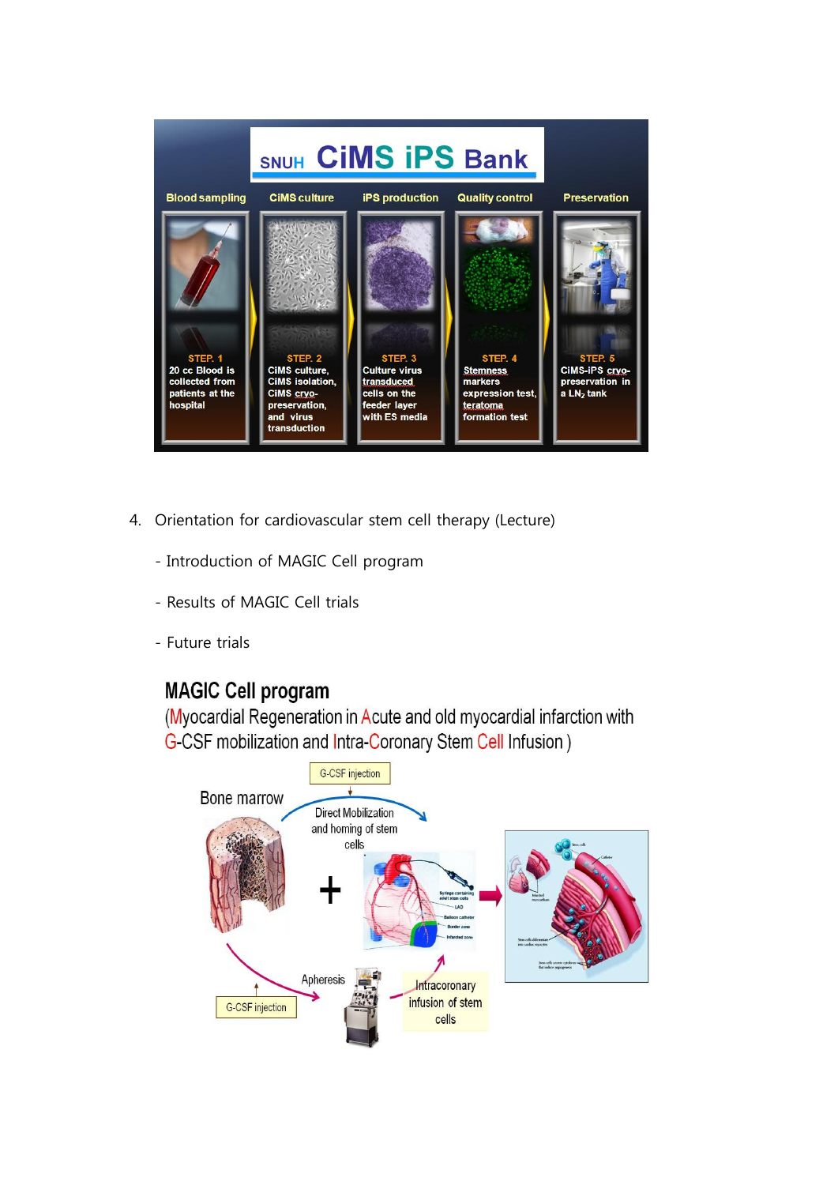SNUH CiMS iPS Bank

Blood sampling | CiMS culture | iPS production | Quality control | Preservation

STEP. 1
20 cc Blood is collected from patients at the hospital

STEP. 2
CiMS culture, CiMS isolation, CiMS cryo-preservation, and virus transduction

STEP. 3
Culture virus transduced cells on the feeder layer with ES media

STEP. 4
Stemness markers expression test, teratoma formation test

STEP. 5
CiMS-iPS cryo-preservation in a $LN_2$ tank

4. Orientation for cardiovascular stem cell therapy (Lecture)

- Introduction of MAGIC Cell program
- Results of MAGIC Cell trials
- Future trials

## MAGIC Cell program

(Myocardial Regeneration in Acute and old myocardial infarction with G-CSF mobilization and Intra-Coronary Stem Cell Infusion )

G-CSF injection

Bone marrow

Direct Mobilization and homing of stem cells

Apheresis

G-CSF injection

Intracoronary infusion of stem cells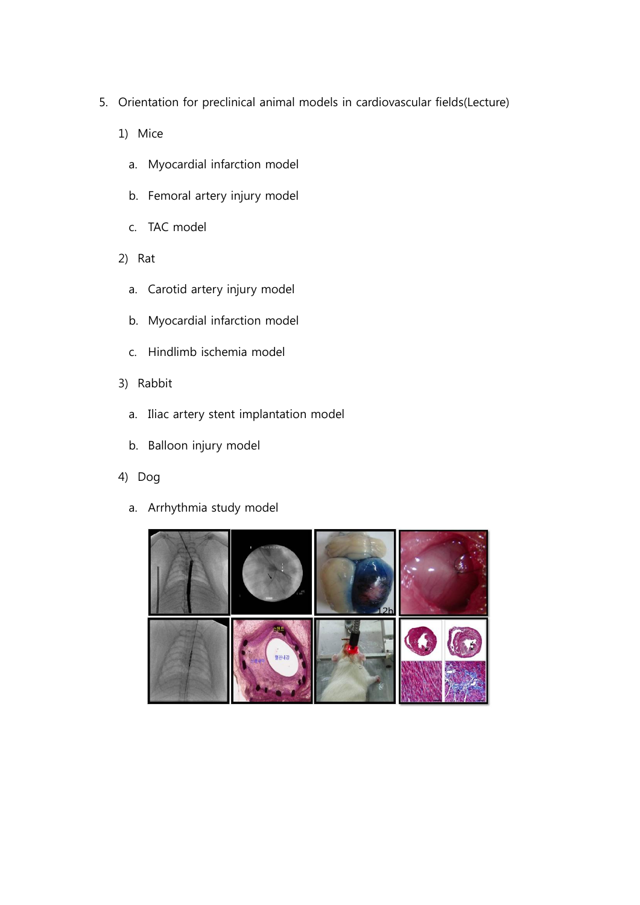5. Orientation for preclinical animal models in cardiovascular fields(Lecture)

   1) Mice

      a. Myocardial infarction model

      b. Femoral artery injury model

      c. TAC model

   2) Rat

      a. Carotid artery injury model

      b. Myocardial infarction model

      c. Hindlimb ischemia model

   3) Rabbit

      a. Iliac artery stent implantation model

      b. Balloon injury model

   4) Dog

      a. Arrhythmia study model